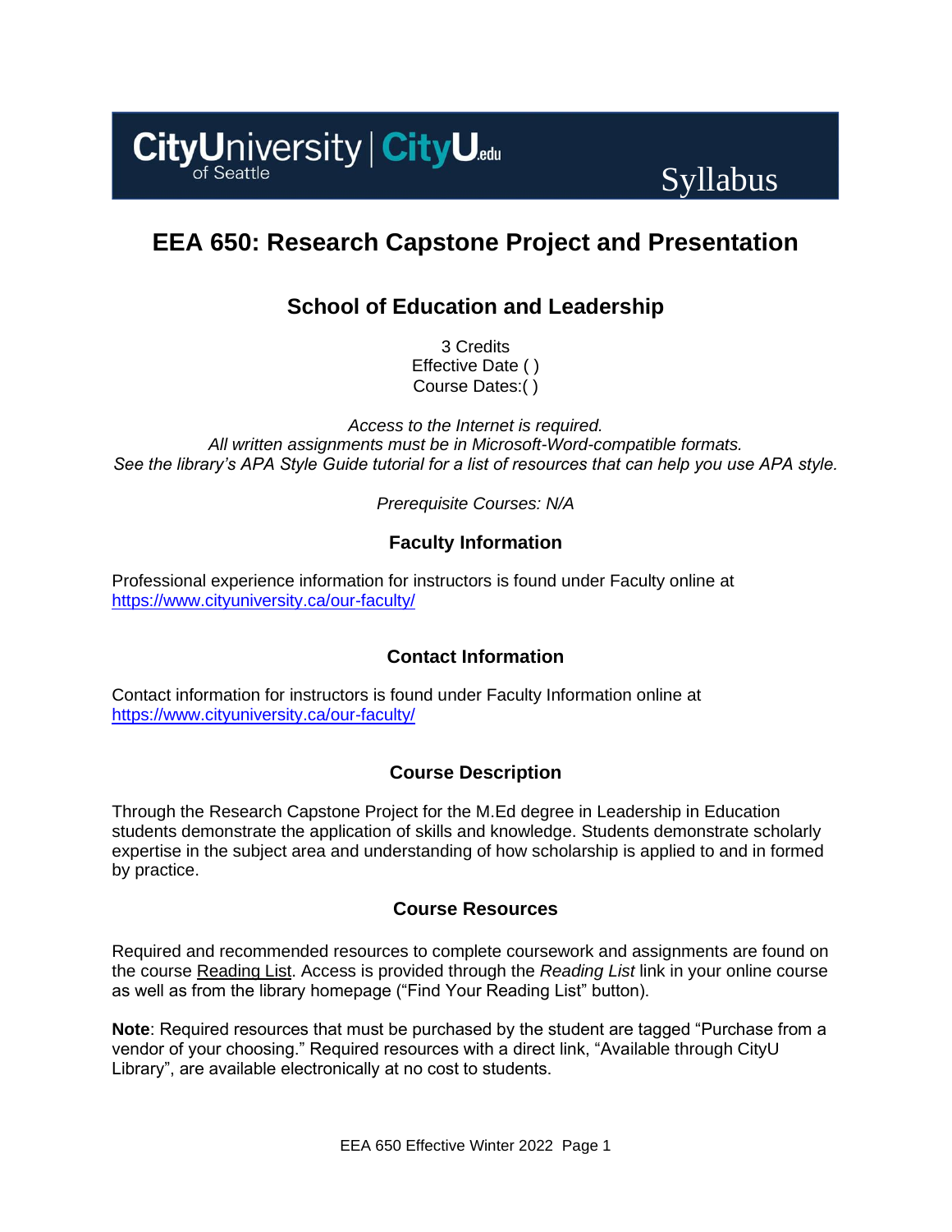CityUniversity of Seattle | CityU.edu

Syllabus

# EEA 650: Research Capstone Project and Presentation

## School of Education and Leadership

3 Credits
Effective Date ( )
Course Dates:( )

*Access to the Internet is required.*
*All written assignments must be in Microsoft-Word-compatible formats.*
*See the library's APA Style Guide tutorial for a list of resources that can help you use APA style.*

*Prerequisite Courses: N/A*

### Faculty Information

Professional experience information for instructors is found under Faculty online at https://www.cityuniversity.ca/our-faculty/

### Contact Information

Contact information for instructors is found under Faculty Information online at https://www.cityuniversity.ca/our-faculty/

### Course Description

Through the Research Capstone Project for the M.Ed degree in Leadership in Education students demonstrate the application of skills and knowledge. Students demonstrate scholarly expertise in the subject area and understanding of how scholarship is applied to and in formed by practice.

### Course Resources

Required and recommended resources to complete coursework and assignments are found on the course Reading List. Access is provided through the *Reading List* link in your online course as well as from the library homepage ("Find Your Reading List" button).

**Note**: Required resources that must be purchased by the student are tagged "Purchase from a vendor of your choosing." Required resources with a direct link, "Available through CityU Library", are available electronically at no cost to students.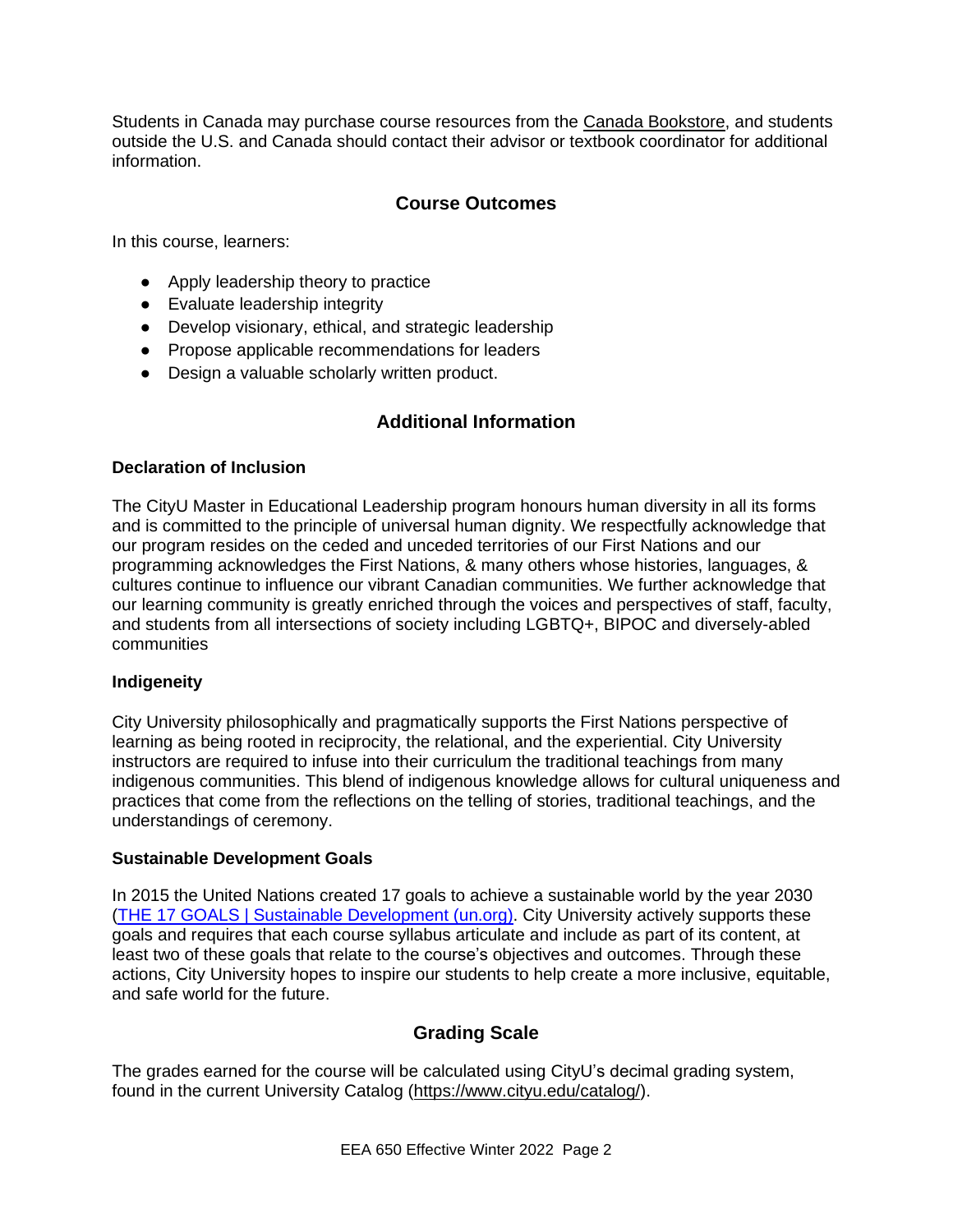Students in Canada may purchase course resources from the Canada Bookstore, and students outside the U.S. and Canada should contact their advisor or textbook coordinator for additional information.

## Course Outcomes

In this course, learners:

- Apply leadership theory to practice
- Evaluate leadership integrity
- Develop visionary, ethical, and strategic leadership
- Propose applicable recommendations for leaders
- Design a valuable scholarly written product.

## Additional Information

### Declaration of Inclusion

The CityU Master in Educational Leadership program honours human diversity in all its forms and is committed to the principle of universal human dignity. We respectfully acknowledge that our program resides on the ceded and unceded territories of our First Nations and our programming acknowledges the First Nations, & many others whose histories, languages, & cultures continue to influence our vibrant Canadian communities. We further acknowledge that our learning community is greatly enriched through the voices and perspectives of staff, faculty, and students from all intersections of society including LGBTQ+, BIPOC and diversely-abled communities

### Indigeneity

City University philosophically and pragmatically supports the First Nations perspective of learning as being rooted in reciprocity, the relational, and the experiential. City University instructors are required to infuse into their curriculum the traditional teachings from many indigenous communities. This blend of indigenous knowledge allows for cultural uniqueness and practices that come from the reflections on the telling of stories, traditional teachings, and the understandings of ceremony.

### Sustainable Development Goals

In 2015 the United Nations created 17 goals to achieve a sustainable world by the year 2030 (THE 17 GOALS | Sustainable Development (un.org)). City University actively supports these goals and requires that each course syllabus articulate and include as part of its content, at least two of these goals that relate to the course's objectives and outcomes. Through these actions, City University hopes to inspire our students to help create a more inclusive, equitable, and safe world for the future.

## Grading Scale

The grades earned for the course will be calculated using CityU's decimal grading system, found in the current University Catalog (https://www.cityu.edu/catalog/).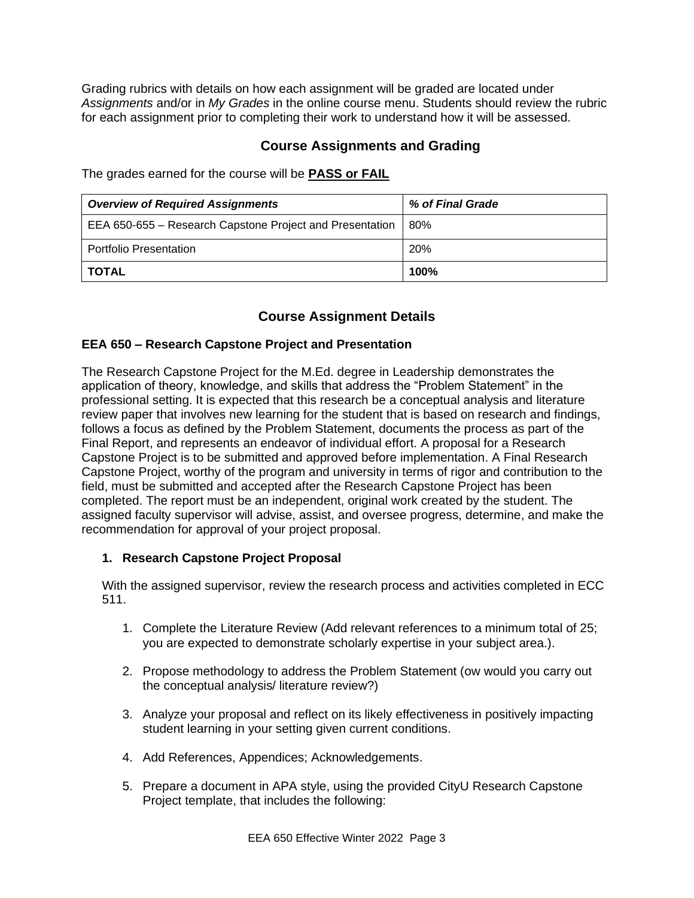Grading rubrics with details on how each assignment will be graded are located under *Assignments* and/or in *My Grades* in the online course menu. Students should review the rubric for each assignment prior to completing their work to understand how it will be assessed.

## Course Assignments and Grading

The grades earned for the course will be **PASS or FAIL**

| ***Overview of Required Assignments*** | ***% of Final Grade*** |
|---|---|
| EEA 650-655 – Research Capstone Project and Presentation | 80% |
| Portfolio Presentation | 20% |
| **TOTAL** | **100%** |

## Course Assignment Details

### EEA 650 – Research Capstone Project and Presentation

The Research Capstone Project for the M.Ed. degree in Leadership demonstrates the application of theory, knowledge, and skills that address the "Problem Statement" in the professional setting. It is expected that this research be a conceptual analysis and literature review paper that involves new learning for the student that is based on research and findings, follows a focus as defined by the Problem Statement, documents the process as part of the Final Report, and represents an endeavor of individual effort. A proposal for a Research Capstone Project is to be submitted and approved before implementation. A Final Research Capstone Project, worthy of the program and university in terms of rigor and contribution to the field, must be submitted and accepted after the Research Capstone Project has been completed. The report must be an independent, original work created by the student. The assigned faculty supervisor will advise, assist, and oversee progress, determine, and make the recommendation for approval of your project proposal.

1. **Research Capstone Project Proposal**

   With the assigned supervisor, review the research process and activities completed in ECC 511.

   1. Complete the Literature Review (Add relevant references to a minimum total of 25; you are expected to demonstrate scholarly expertise in your subject area.).

   2. Propose methodology to address the Problem Statement (ow would you carry out the conceptual analysis/ literature review?)

   3. Analyze your proposal and reflect on its likely effectiveness in positively impacting student learning in your setting given current conditions.

   4. Add References, Appendices; Acknowledgements.

   5. Prepare a document in APA style, using the provided CityU Research Capstone Project template, that includes the following: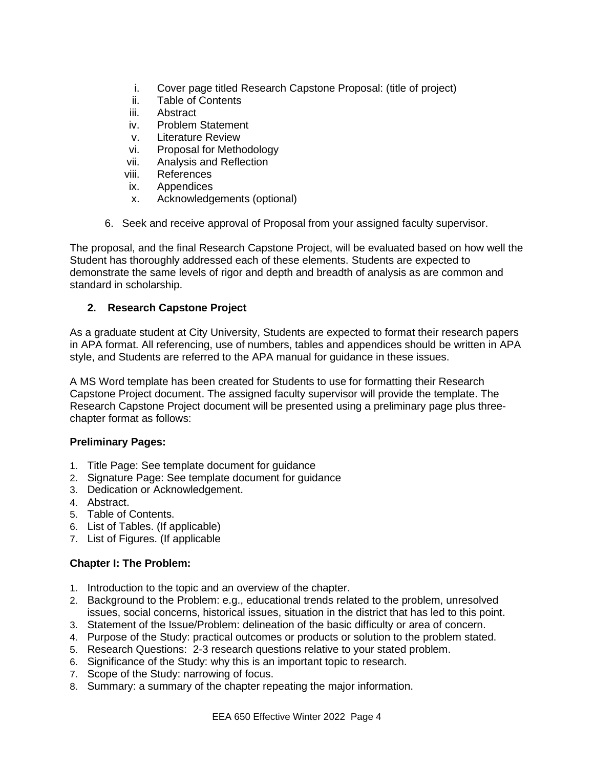i. Cover page titled Research Capstone Proposal: (title of project)
ii. Table of Contents
iii. Abstract
iv. Problem Statement
v. Literature Review
vi. Proposal for Methodology
vii. Analysis and Reflection
viii. References
ix. Appendices
x. Acknowledgements (optional)

6. Seek and receive approval of Proposal from your assigned faculty supervisor.

The proposal, and the final Research Capstone Project, will be evaluated based on how well the Student has thoroughly addressed each of these elements. Students are expected to demonstrate the same levels of rigor and depth and breadth of analysis as are common and standard in scholarship.

### 2. Research Capstone Project

As a graduate student at City University, Students are expected to format their research papers in APA format. All referencing, use of numbers, tables and appendices should be written in APA style, and Students are referred to the APA manual for guidance in these issues.

A MS Word template has been created for Students to use for formatting their Research Capstone Project document. The assigned faculty supervisor will provide the template. The Research Capstone Project document will be presented using a preliminary page plus three-chapter format as follows:

**Preliminary Pages:**

1. Title Page: See template document for guidance
2. Signature Page: See template document for guidance
3. Dedication or Acknowledgement.
4. Abstract.
5. Table of Contents.
6. List of Tables. (If applicable)
7. List of Figures. (If applicable

**Chapter I: The Problem:**

1. Introduction to the topic and an overview of the chapter.
2. Background to the Problem: e.g., educational trends related to the problem, unresolved issues, social concerns, historical issues, situation in the district that has led to this point.
3. Statement of the Issue/Problem: delineation of the basic difficulty or area of concern.
4. Purpose of the Study: practical outcomes or products or solution to the problem stated.
5. Research Questions: 2-3 research questions relative to your stated problem.
6. Significance of the Study: why this is an important topic to research.
7. Scope of the Study: narrowing of focus.
8. Summary: a summary of the chapter repeating the major information.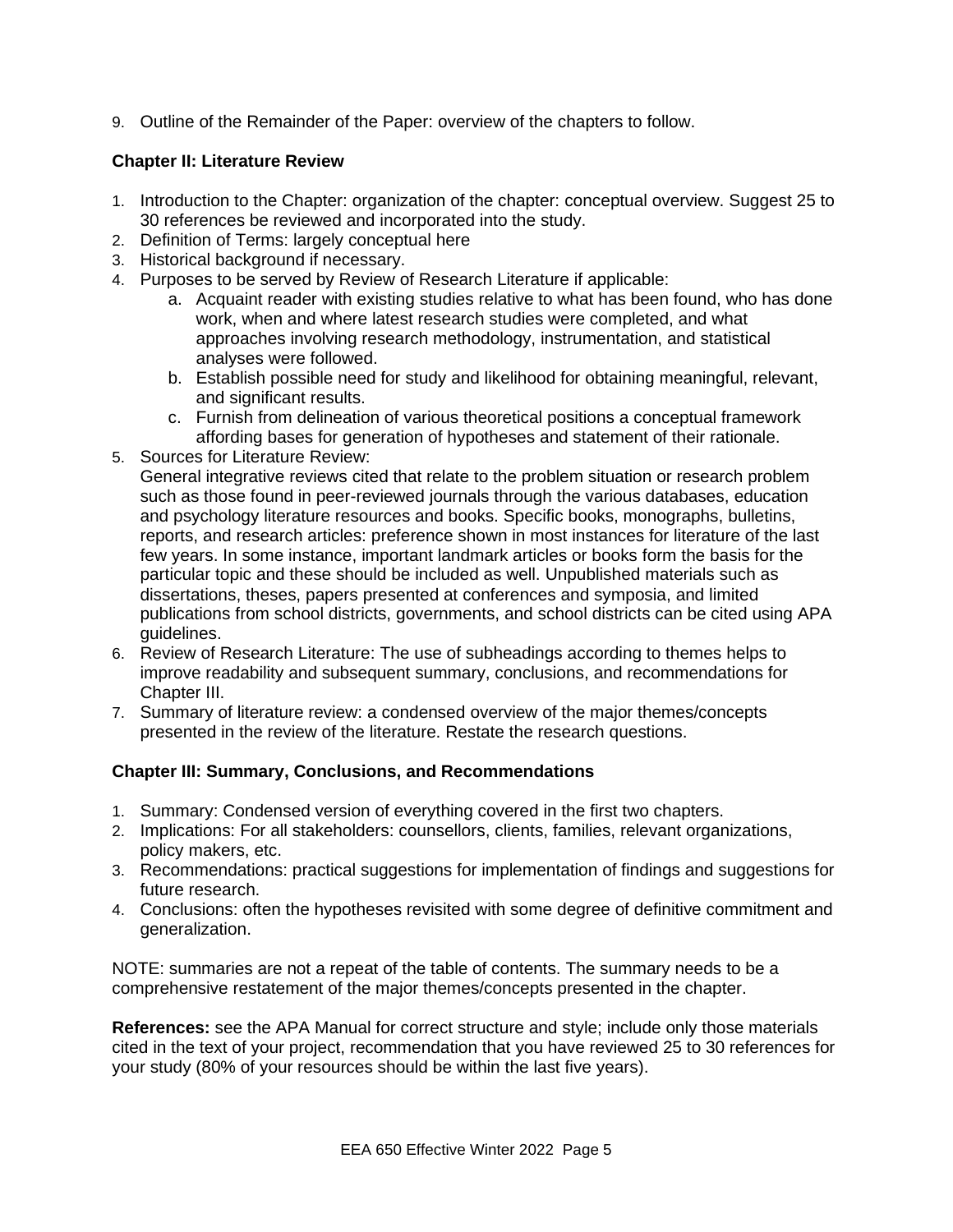9. Outline of the Remainder of the Paper: overview of the chapters to follow.

**Chapter II: Literature Review**

1. Introduction to the Chapter: organization of the chapter: conceptual overview. Suggest 25 to 30 references be reviewed and incorporated into the study.
2. Definition of Terms: largely conceptual here
3. Historical background if necessary.
4. Purposes to be served by Review of Research Literature if applicable:
    a. Acquaint reader with existing studies relative to what has been found, who has done work, when and where latest research studies were completed, and what approaches involving research methodology, instrumentation, and statistical analyses were followed.
    b. Establish possible need for study and likelihood for obtaining meaningful, relevant, and significant results.
    c. Furnish from delineation of various theoretical positions a conceptual framework affording bases for generation of hypotheses and statement of their rationale.
5. Sources for Literature Review:
   General integrative reviews cited that relate to the problem situation or research problem such as those found in peer-reviewed journals through the various databases, education and psychology literature resources and books. Specific books, monographs, bulletins, reports, and research articles: preference shown in most instances for literature of the last few years. In some instance, important landmark articles or books form the basis for the particular topic and these should be included as well. Unpublished materials such as dissertations, theses, papers presented at conferences and symposia, and limited publications from school districts, governments, and school districts can be cited using APA guidelines.
6. Review of Research Literature: The use of subheadings according to themes helps to improve readability and subsequent summary, conclusions, and recommendations for Chapter III.
7. Summary of literature review: a condensed overview of the major themes/concepts presented in the review of the literature. Restate the research questions.

**Chapter III: Summary, Conclusions, and Recommendations**

1. Summary: Condensed version of everything covered in the first two chapters.
2. Implications: For all stakeholders: counsellors, clients, families, relevant organizations, policy makers, etc.
3. Recommendations: practical suggestions for implementation of findings and suggestions for future research.
4. Conclusions: often the hypotheses revisited with some degree of definitive commitment and generalization.

NOTE: summaries are not a repeat of the table of contents. The summary needs to be a comprehensive restatement of the major themes/concepts presented in the chapter.

**References:** see the APA Manual for correct structure and style; include only those materials cited in the text of your project, recommendation that you have reviewed 25 to 30 references for your study (80% of your resources should be within the last five years).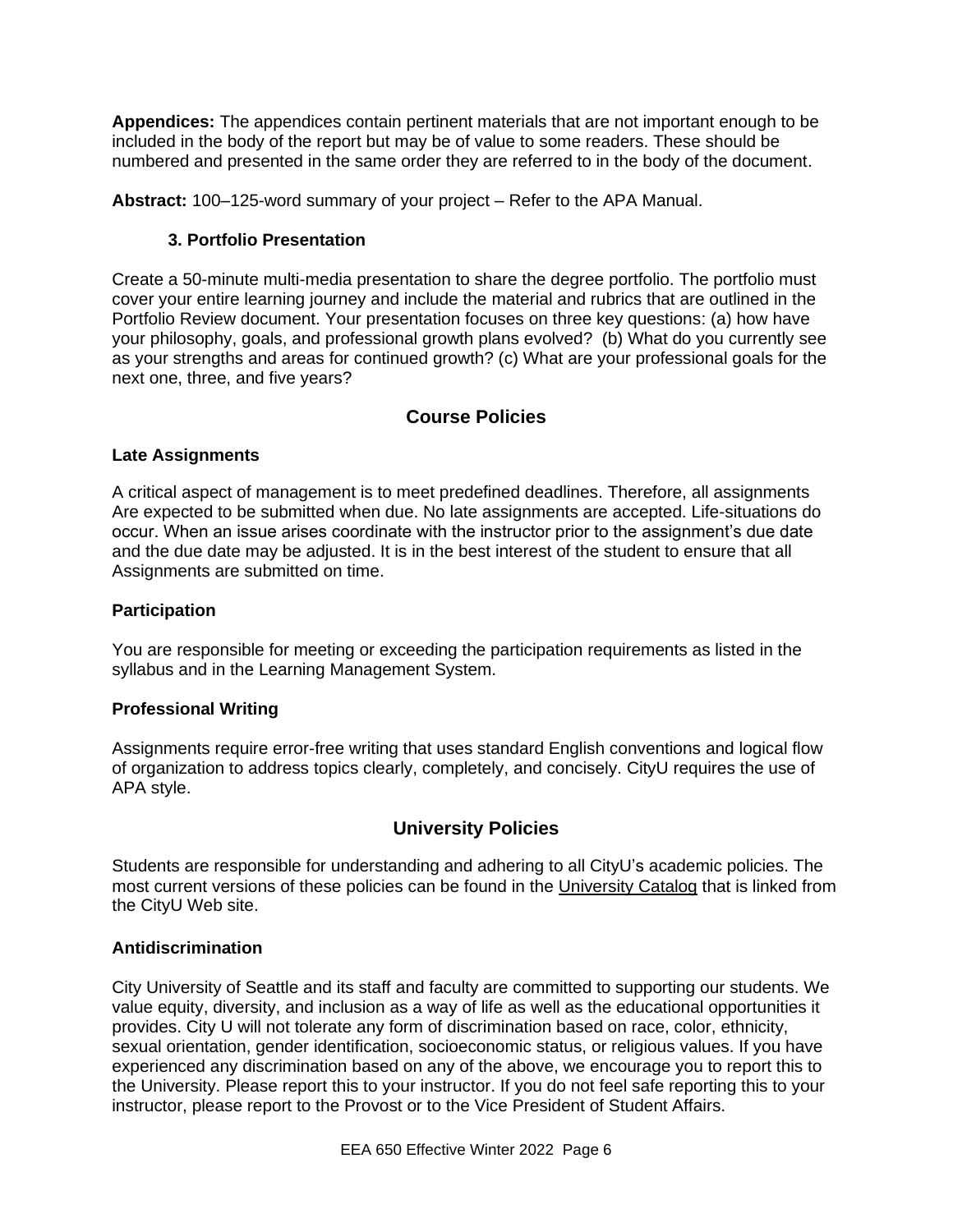**Appendices:** The appendices contain pertinent materials that are not important enough to be included in the body of the report but may be of value to some readers. These should be numbered and presented in the same order they are referred to in the body of the document.

**Abstract:** 100–125-word summary of your project – Refer to the APA Manual.

### 3. Portfolio Presentation

Create a 50-minute multi-media presentation to share the degree portfolio. The portfolio must cover your entire learning journey and include the material and rubrics that are outlined in the Portfolio Review document. Your presentation focuses on three key questions: (a) how have your philosophy, goals, and professional growth plans evolved? (b) What do you currently see as your strengths and areas for continued growth? (c) What are your professional goals for the next one, three, and five years?

## Course Policies

### Late Assignments

A critical aspect of management is to meet predefined deadlines. Therefore, all assignments Are expected to be submitted when due. No late assignments are accepted. Life-situations do occur. When an issue arises coordinate with the instructor prior to the assignment's due date and the due date may be adjusted. It is in the best interest of the student to ensure that all Assignments are submitted on time.

### Participation

You are responsible for meeting or exceeding the participation requirements as listed in the syllabus and in the Learning Management System.

### Professional Writing

Assignments require error-free writing that uses standard English conventions and logical flow of organization to address topics clearly, completely, and concisely. CityU requires the use of APA style.

## University Policies

Students are responsible for understanding and adhering to all CityU's academic policies. The most current versions of these policies can be found in the University Catalog that is linked from the CityU Web site.

### Antidiscrimination

City University of Seattle and its staff and faculty are committed to supporting our students. We value equity, diversity, and inclusion as a way of life as well as the educational opportunities it provides. City U will not tolerate any form of discrimination based on race, color, ethnicity, sexual orientation, gender identification, socioeconomic status, or religious values. If you have experienced any discrimination based on any of the above, we encourage you to report this to the University. Please report this to your instructor. If you do not feel safe reporting this to your instructor, please report to the Provost or to the Vice President of Student Affairs.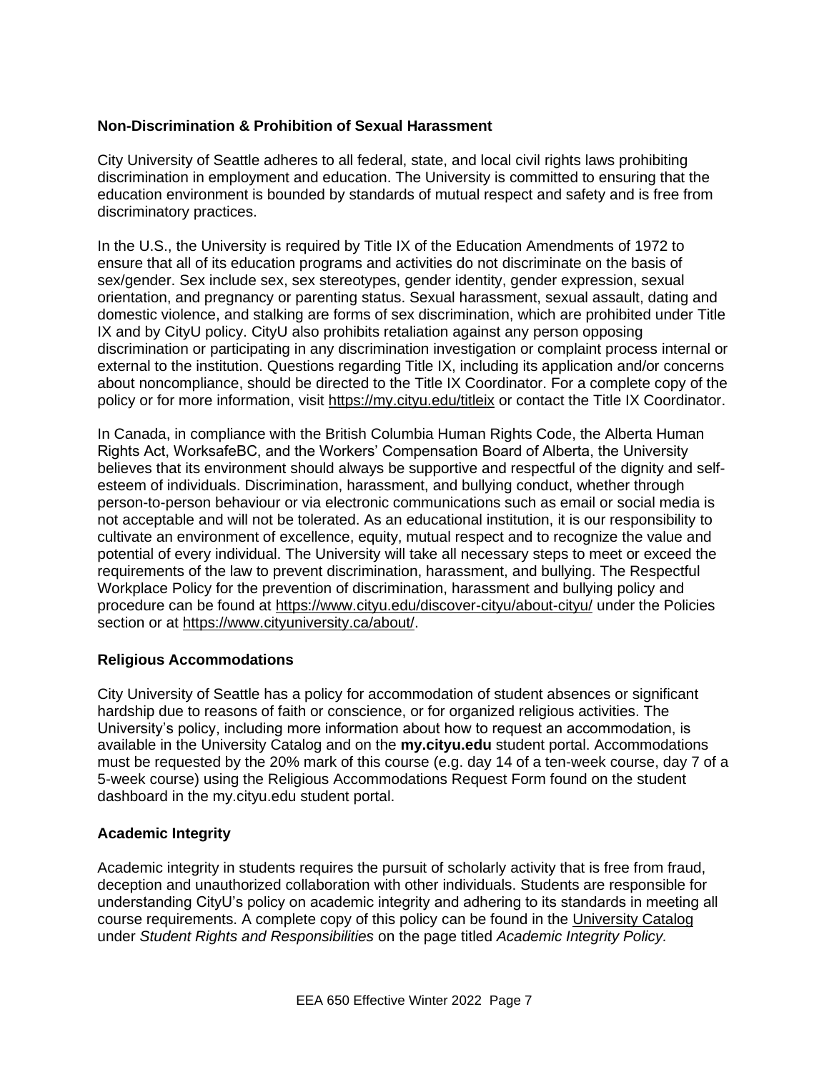### Non-Discrimination & Prohibition of Sexual Harassment

City University of Seattle adheres to all federal, state, and local civil rights laws prohibiting discrimination in employment and education. The University is committed to ensuring that the education environment is bounded by standards of mutual respect and safety and is free from discriminatory practices.

In the U.S., the University is required by Title IX of the Education Amendments of 1972 to ensure that all of its education programs and activities do not discriminate on the basis of sex/gender. Sex include sex, sex stereotypes, gender identity, gender expression, sexual orientation, and pregnancy or parenting status. Sexual harassment, sexual assault, dating and domestic violence, and stalking are forms of sex discrimination, which are prohibited under Title IX and by CityU policy. CityU also prohibits retaliation against any person opposing discrimination or participating in any discrimination investigation or complaint process internal or external to the institution. Questions regarding Title IX, including its application and/or concerns about noncompliance, should be directed to the Title IX Coordinator. For a complete copy of the policy or for more information, visit https://my.cityu.edu/titleix or contact the Title IX Coordinator.

In Canada, in compliance with the British Columbia Human Rights Code, the Alberta Human Rights Act, WorksafeBC, and the Workers' Compensation Board of Alberta, the University believes that its environment should always be supportive and respectful of the dignity and self-esteem of individuals. Discrimination, harassment, and bullying conduct, whether through person-to-person behaviour or via electronic communications such as email or social media is not acceptable and will not be tolerated. As an educational institution, it is our responsibility to cultivate an environment of excellence, equity, mutual respect and to recognize the value and potential of every individual. The University will take all necessary steps to meet or exceed the requirements of the law to prevent discrimination, harassment, and bullying. The Respectful Workplace Policy for the prevention of discrimination, harassment and bullying policy and procedure can be found at https://www.cityu.edu/discover-cityu/about-cityu/ under the Policies section or at https://www.cityuniversity.ca/about/.

### Religious Accommodations

City University of Seattle has a policy for accommodation of student absences or significant hardship due to reasons of faith or conscience, or for organized religious activities. The University's policy, including more information about how to request an accommodation, is available in the University Catalog and on the **my.cityu.edu** student portal. Accommodations must be requested by the 20% mark of this course (e.g. day 14 of a ten-week course, day 7 of a 5-week course) using the Religious Accommodations Request Form found on the student dashboard in the my.cityu.edu student portal.

### Academic Integrity

Academic integrity in students requires the pursuit of scholarly activity that is free from fraud, deception and unauthorized collaboration with other individuals. Students are responsible for understanding CityU's policy on academic integrity and adhering to its standards in meeting all course requirements. A complete copy of this policy can be found in the University Catalog under *Student Rights and Responsibilities* on the page titled *Academic Integrity Policy.*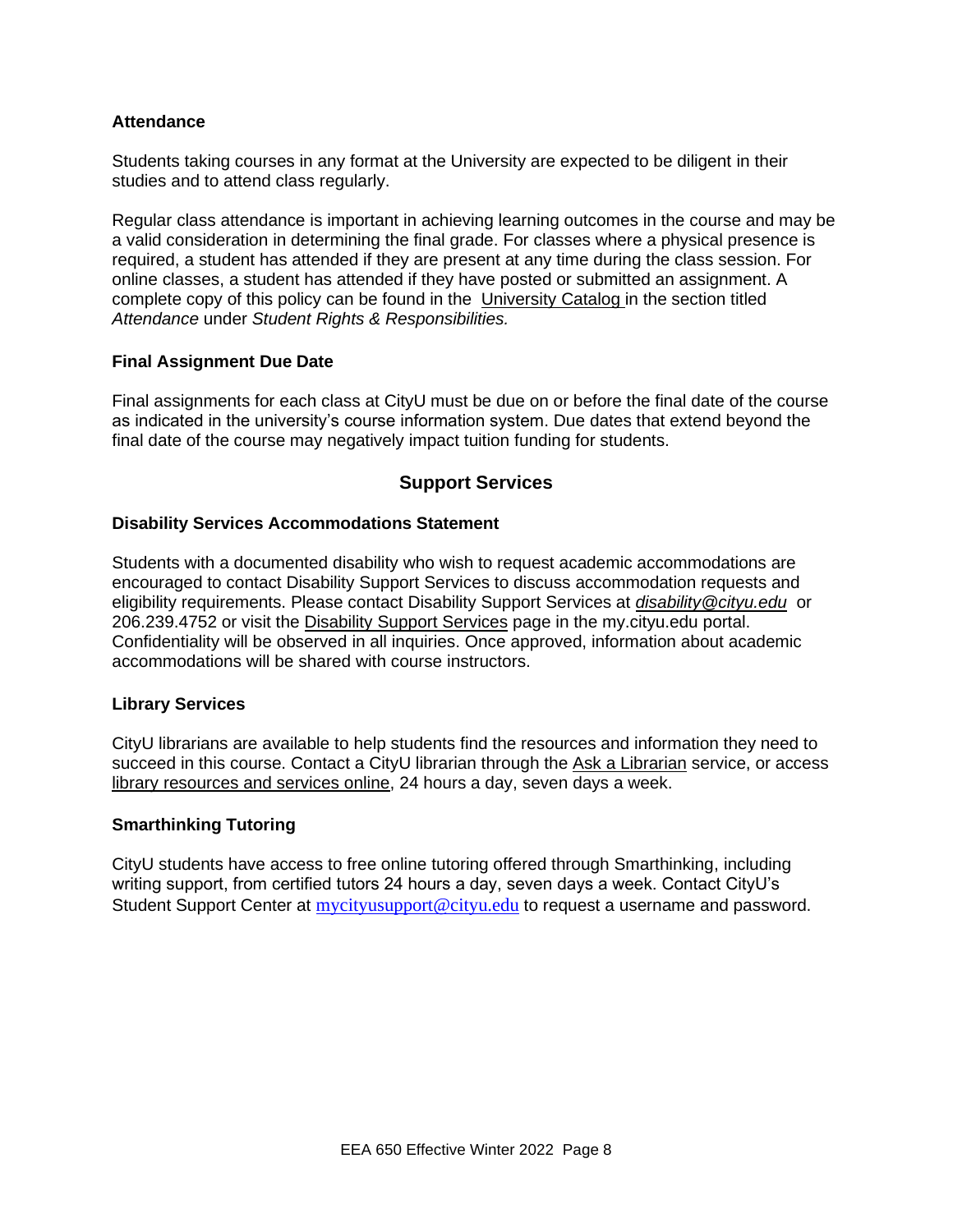### Attendance

Students taking courses in any format at the University are expected to be diligent in their studies and to attend class regularly.

Regular class attendance is important in achieving learning outcomes in the course and may be a valid consideration in determining the final grade. For classes where a physical presence is required, a student has attended if they are present at any time during the class session. For online classes, a student has attended if they have posted or submitted an assignment. A complete copy of this policy can be found in the University Catalog in the section titled *Attendance* under *Student Rights & Responsibilities.*

### Final Assignment Due Date

Final assignments for each class at CityU must be due on or before the final date of the course as indicated in the university's course information system. Due dates that extend beyond the final date of the course may negatively impact tuition funding for students.

## Support Services

### Disability Services Accommodations Statement

Students with a documented disability who wish to request academic accommodations are encouraged to contact Disability Support Services to discuss accommodation requests and eligibility requirements. Please contact Disability Support Services at *disability@cityu.edu* or 206.239.4752 or visit the Disability Support Services page in the my.cityu.edu portal. Confidentiality will be observed in all inquiries. Once approved, information about academic accommodations will be shared with course instructors.

### Library Services

CityU librarians are available to help students find the resources and information they need to succeed in this course. Contact a CityU librarian through the Ask a Librarian service, or access library resources and services online, 24 hours a day, seven days a week.

### Smarthinking Tutoring

CityU students have access to free online tutoring offered through Smarthinking, including writing support, from certified tutors 24 hours a day, seven days a week. Contact CityU's Student Support Center at mycityusupport@cityu.edu to request a username and password.